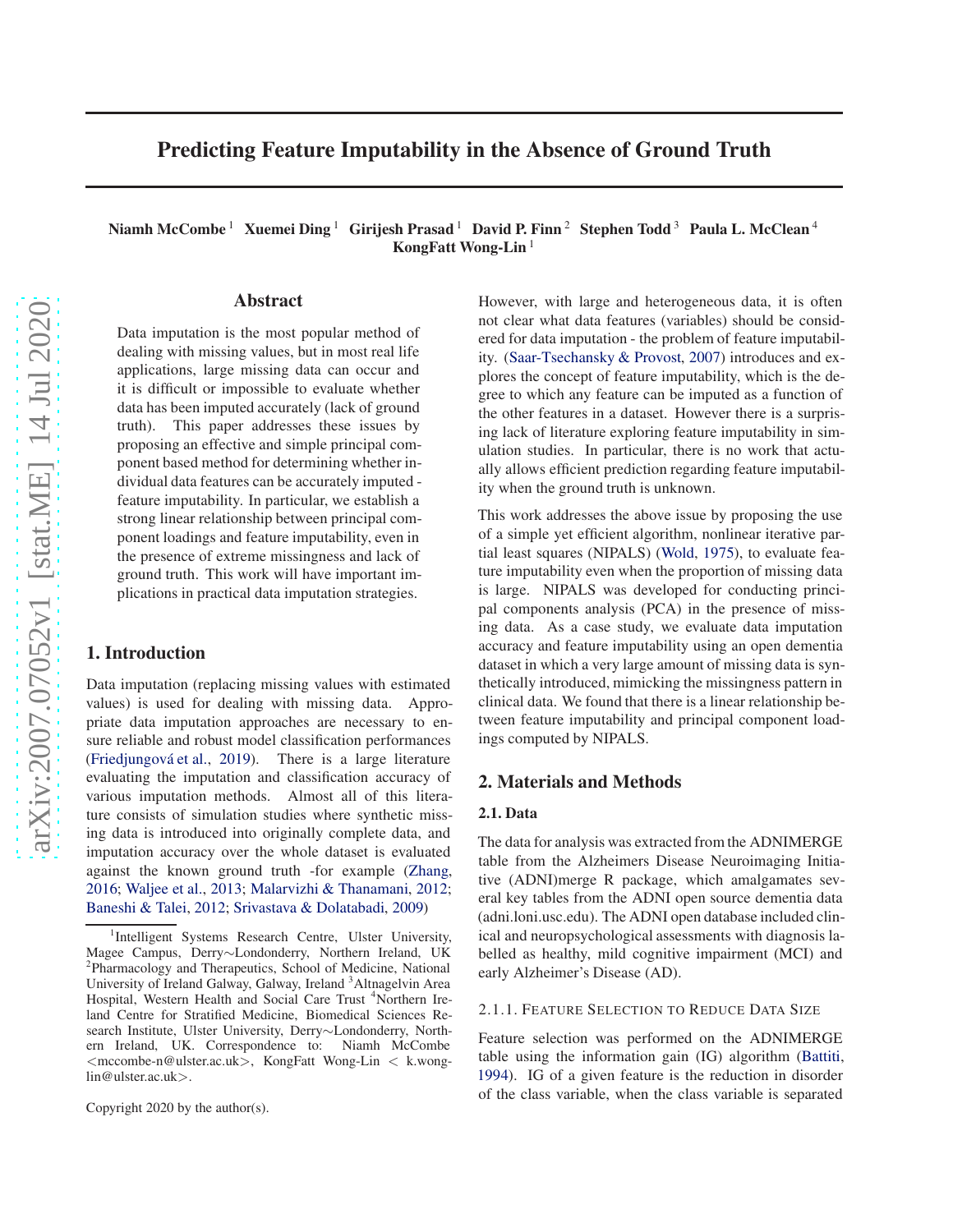# Predicting Feature Imputability in the Absence of Ground Truth

**Niamh McCombe** [1] **Xuemei Ding** [1] **Girijesh Prasad** [1] **David P. Finn** [2] **Stephen Todd** [3] **Paula L. McClean** [4] **KongFatt Wong-Lin** [1]

## Abstract

Data imputation is the most popular method of dealing with missing values, but in most real life applications, large missing data can occur and it is difficult or impossible to evaluate whether data has been imputed accurately (lack of ground truth). This paper addresses these issues by proposing an effective and simple principal component based method for determining whether individual data features can be accurately imputed - feature imputability. In particular, we establish a strong linear relationship between principal component loadings and feature imputability, even in the presence of extreme missingness and lack of ground truth. This work will have important implications in practical data imputation strategies.

## 1. Introduction

Data imputation (replacing missing values with estimated values) is used for dealing with missing data. Appropriate data imputation approaches are necessary to ensure reliable and robust model classification performances (Friedjungová et al., 2019). There is a large literature evaluating the imputation and classification accuracy of various imputation methods. Almost all of this literature consists of simulation studies where synthetic missing data is introduced into originally complete data, and imputation accuracy over the whole dataset is evaluated against the known ground truth -for example (Zhang, 2016; Waljee et al., 2013; Malarvizhi & Thanamani, 2012; Baneshi & Talei, 2012; Srivastava & Dolatabadi, 2009)

However, with large and heterogeneous data, it is often not clear what data features (variables) should be considered for data imputation - the problem of feature imputability. (Saar-Tsechansky & Provost, 2007) introduces and explores the concept of feature imputability, which is the degree to which any feature can be imputed as a function of the other features in a dataset. However there is a surprising lack of literature exploring feature imputability in simulation studies. In particular, there is no work that actually allows efficient prediction regarding feature imputability when the ground truth is unknown.

This work addresses the above issue by proposing the use of a simple yet efficient algorithm, nonlinear iterative partial least squares (NIPALS) (Wold, 1975), to evaluate feature imputability even when the proportion of missing data is large. NIPALS was developed for conducting principal components analysis (PCA) in the presence of missing data. As a case study, we evaluate data imputation accuracy and feature imputability using an open dementia dataset in which a very large amount of missing data is synthetically introduced, mimicking the missingness pattern in clinical data. We found that there is a linear relationship between feature imputability and principal component loadings computed by NIPALS.

## 2. Materials and Methods

### 2.1. Data

The data for analysis was extracted from the ADNIMERGE table from the Alzheimers Disease Neuroimaging Initiative (ADNI)merge R package, which amalgamates several key tables from the ADNI open source dementia data (adni.loni.usc.edu). The ADNI open database included clinical and neuropsychological assessments with diagnosis labelled as healthy, mild cognitive impairment (MCI) and early Alzheimer's Disease (AD).

#### 2.1.1. Feature Selection to Reduce Data Size

Feature selection was performed on the ADNIMERGE table using the information gain (IG) algorithm (Battiti, 1994). IG of a given feature is the reduction in disorder of the class variable, when the class variable is separated

[1] Intelligent Systems Research Centre, Ulster University, Magee Campus, Derry∼Londonderry, Northern Ireland, UK [2] Pharmacology and Therapeutics, School of Medicine, National University of Ireland Galway, Galway, Ireland [3] Altnagelvin Area Hospital, Western Health and Social Care Trust [4] Northern Ireland Centre for Stratified Medicine, Biomedical Sciences Research Institute, Ulster University, Derry∼Londonderry, Northern Ireland, UK. Correspondence to: Niamh McCombe <mccombe-n@ulster.ac.uk>, KongFatt Wong-Lin < k.wong-lin@ulster.ac.uk>.

Copyright 2020 by the author(s).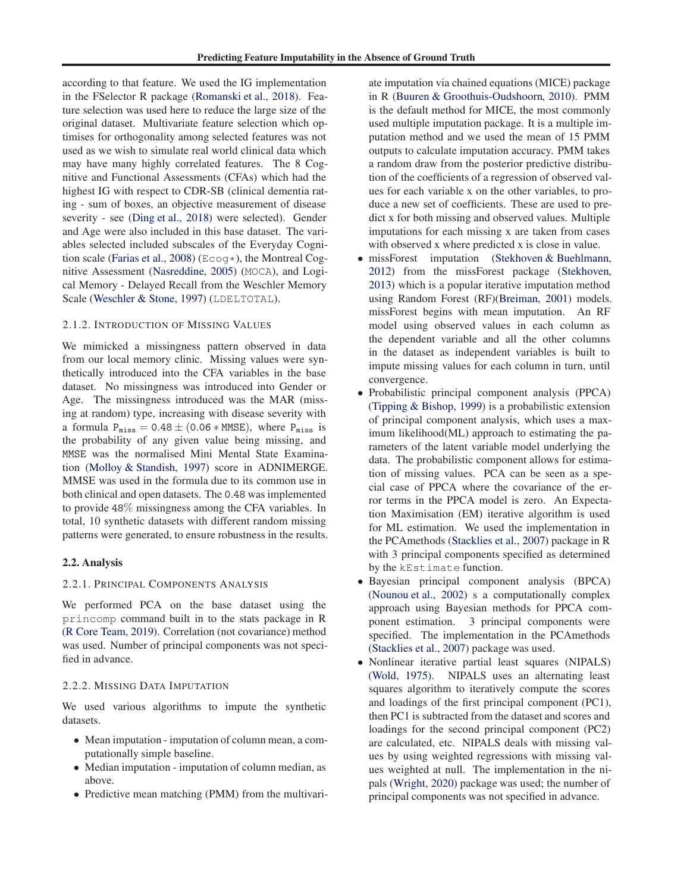according to that feature. We used the IG implementation in the FSelector R package (Romanski et al., 2018). Feature selection was used here to reduce the large size of the original dataset. Multivariate feature selection which optimises for orthogonality among selected features was not used as we wish to simulate real world clinical data which may have many highly correlated features. The 8 Cognitive and Functional Assessments (CFAs) which had the highest IG with respect to CDR-SB (clinical dementia rating - sum of boxes, an objective measurement of disease severity - see (Ding et al., 2018) were selected). Gender and Age were also included in this base dataset. The variables selected included subscales of the Everyday Cognition scale (Farias et al., 2008) (`Ecog*`), the Montreal Cognitive Assessment (Nasreddine, 2005) (`MOCA`), and Logical Memory - Delayed Recall from the Weschler Memory Scale (Weschler & Stone, 1997) (`LDELTOTAL`).

#### 2.1.2. Introduction of Missing Values

We mimicked a missingness pattern observed in data from our local memory clinic. Missing values were synthetically introduced into the CFA variables in the base dataset. No missingness was introduced into Gender or Age. The missingness introduced was the MAR (missing at random) type, increasing with disease severity with a formula $\mathtt{P_{miss}} = 0.48 \pm (0.06 * \mathtt{MMSE})$, where $\mathtt{P_{miss}}$ is the probability of any given value being missing, and `MMSE` was the normalised Mini Mental State Examination (Molloy & Standish, 1997) score in ADNIMERGE. MMSE was used in the formula due to its common use in both clinical and open datasets. The 0.48 was implemented to provide 48% missingness among the CFA variables. In total, 10 synthetic datasets with different random missing patterns were generated, to ensure robustness in the results.

### 2.2. Analysis

#### 2.2.1. Principal Components Analysis

We performed PCA on the base dataset using the `princomp` command built in to the stats package in R (R Core Team, 2019). Correlation (not covariance) method was used. Number of principal components was not specified in advance.

#### 2.2.2. Missing Data Imputation

We used various algorithms to impute the synthetic datasets.

- Mean imputation - imputation of column mean, a computationally simple baseline.
- Median imputation - imputation of column median, as above.
- Predictive mean matching (PMM) from the multivariate imputation via chained equations (MICE) package in R (Buuren & Groothuis-Oudshoorn, 2010). PMM is the default method for MICE, the most commonly used multiple imputation package. It is a multiple imputation method and we used the mean of 15 PMM outputs to calculate imputation accuracy. PMM takes a random draw from the posterior predictive distribution of the coefficients of a regression of observed values for each variable x on the other variables, to produce a new set of coefficients. These are used to predict x for both missing and observed values. Multiple imputations for each missing x are taken from cases with observed x where predicted x is close in value.
- missForest imputation (Stekhoven & Buehlmann, 2012) from the missForest package (Stekhoven, 2013) which is a popular iterative imputation method using Random Forest (RF)(Breiman, 2001) models. missForest begins with mean imputation. An RF model using observed values in each column as the dependent variable and all the other columns in the dataset as independent variables is built to impute missing values for each column in turn, until convergence.
- Probabilistic principal component analysis (PPCA) (Tipping & Bishop, 1999) is a probabilistic extension of principal component analysis, which uses a maximum likelihood(ML) approach to estimating the parameters of the latent variable model underlying the data. The probabilistic component allows for estimation of missing values. PCA can be seen as a special case of PPCA where the covariance of the error terms in the PPCA model is zero. An Expectation Maximisation (EM) iterative algorithm is used for ML estimation. We used the implementation in the PCAmethods (Stacklies et al., 2007) package in R with 3 principal components specified as determined by the `kEstimate` function.
- Bayesian principal component analysis (BPCA) (Nounou et al., 2002) s a computationally complex approach using Bayesian methods for PPCA component estimation. 3 principal components were specified. The implementation in the PCAmethods (Stacklies et al., 2007) package was used.
- Nonlinear iterative partial least squares (NIPALS) (Wold, 1975). NIPALS uses an alternating least squares algorithm to iteratively compute the scores and loadings of the first principal component (PC1), then PC1 is subtracted from the dataset and scores and loadings for the second principal component (PC2) are calculated, etc. NIPALS deals with missing values by using weighted regressions with missing values weighted at null. The implementation in the nipals (Wright, 2020) package was used; the number of principal components was not specified in advance.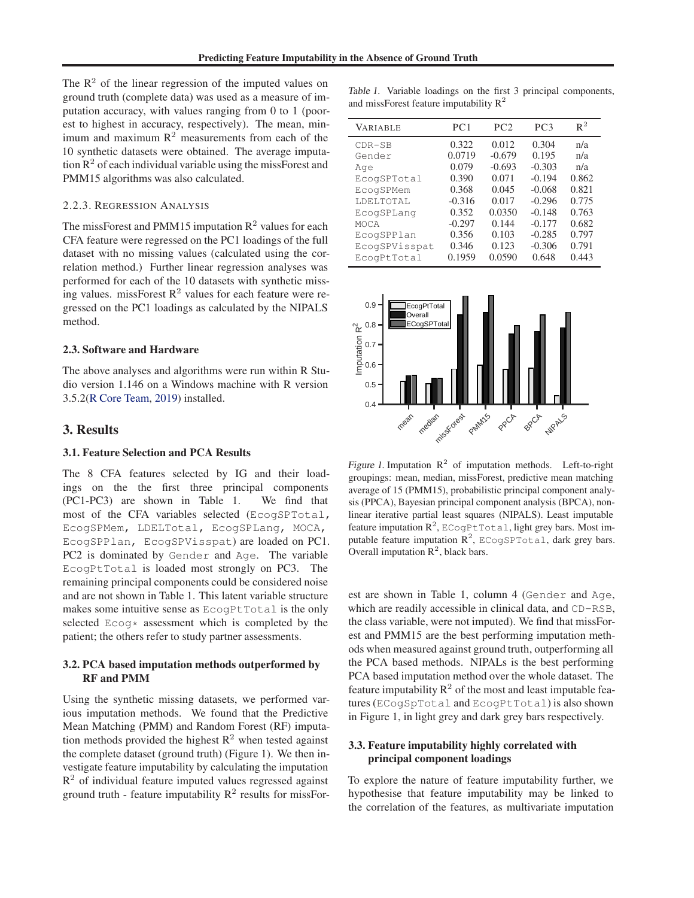The $R^2$ of the linear regression of the imputed values on ground truth (complete data) was used as a measure of imputation accuracy, with values ranging from 0 to 1 (poorest to highest in accuracy, respectively). The mean, minimum and maximum $R^2$ measurements from each of the 10 synthetic datasets were obtained. The average imputation $R^2$ of each individual variable using the missForest and PMM15 algorithms was also calculated.

#### 2.2.3. Regression Analysis

The missForest and PMM15 imputation $R^2$ values for each CFA feature were regressed on the PC1 loadings of the full dataset with no missing values (calculated using the correlation method.) Further linear regression analyses was performed for each of the 10 datasets with synthetic missing values. missForest $R^2$ values for each feature were regressed on the PC1 loadings as calculated by the NIPALS method.

### 2.3. Software and Hardware

The above analyses and algorithms were run within R Studio version 1.146 on a Windows machine with R version 3.5.2(R Core Team, 2019) installed.

## 3. Results

### 3.1. Feature Selection and PCA Results

The 8 CFA features selected by IG and their loadings on the the first three principal components (PC1-PC3) are shown in Table 1. We find that most of the CFA variables selected (EcogSPTotal, EcogSPMem, LDELTotal, EcogSPLang, MOCA, EcogSPPlan, EcogSPVisspat) are loaded on PC1. PC2 is dominated by Gender and Age. The variable EcogPtTotal is loaded most strongly on PC3. The remaining principal components could be considered noise and are not shown in Table 1. This latent variable structure makes some intuitive sense as EcogPtTotal is the only selected Ecog* assessment which is completed by the patient; the others refer to study partner assessments.

### 3.2. PCA based imputation methods outperformed by RF and PMM

Using the synthetic missing datasets, we performed various imputation methods. We found that the Predictive Mean Matching (PMM) and Random Forest (RF) imputation methods provided the highest $R^2$ when tested against the complete dataset (ground truth) (Figure 1). We then investigate feature imputability by calculating the imputation $R^2$ of individual feature imputed values regressed against ground truth - feature imputability $R^2$ results for missForest are shown in Table 1, column 4 (Gender and Age, which are readily accessible in clinical data, and CD-RSB, the class variable, were not imputed). We find that missForest and PMM15 are the best performing imputation methods when measured against ground truth, outperforming all the PCA based methods. NIPALs is the best performing PCA based imputation method over the whole dataset. The feature imputability $R^2$ of the most and least imputable features (ECogSpTotal and EcogPtTotal) is also shown in Figure 1, in light grey and dark grey bars respectively.

Table 1. Variable loadings on the first 3 principal components, and missForest feature imputability $R^2$

| Variable | PC1 | PC2 | PC3 | $R^2$ |
|---|---|---|---|---|
| CDR-SB | 0.322 | 0.012 | 0.304 | n/a |
| Gender | 0.0719 | -0.679 | 0.195 | n/a |
| Age | 0.079 | -0.693 | -0.303 | n/a |
| EcogSPTotal | 0.390 | 0.071 | -0.194 | 0.862 |
| EcogSPMem | 0.368 | 0.045 | -0.068 | 0.821 |
| LDELTOTAL | -0.316 | 0.017 | -0.296 | 0.775 |
| EcogSPLang | 0.352 | 0.0350 | -0.148 | 0.763 |
| MOCA | -0.297 | 0.144 | -0.177 | 0.682 |
| EcogSPPlan | 0.356 | 0.103 | -0.285 | 0.797 |
| EcogSPVisspat | 0.346 | 0.123 | -0.306 | 0.791 |
| EcogPtTotal | 0.1959 | 0.0590 | 0.648 | 0.443 |

Figure 1. Imputation $R^2$ of imputation methods. Left-to-right groupings: mean, median, missForest, predictive mean matching average of 15 (PMM15), probabilistic principal component analysis (PPCA), Bayesian principal component analysis (BPCA), non-linear iterative partial least squares (NIPALS). Least imputable feature imputation $R^2$, ECogPtTotal, light grey bars. Most imputable feature imputation $R^2$, ECogSPTotal, dark grey bars. Overall imputation $R^2$, black bars.

### 3.3. Feature imputability highly correlated with principal component loadings

To explore the nature of feature imputability further, we hypothesise that feature imputability may be linked to the correlation of the features, as multivariate imputation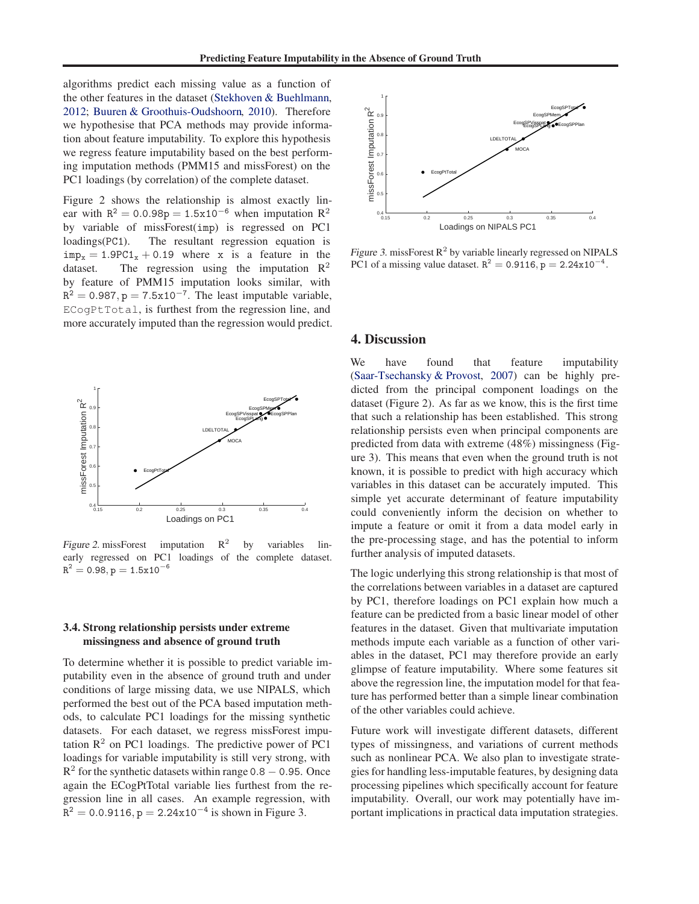algorithms predict each missing value as a function of the other features in the dataset (Stekhoven & Buehlmann, 2012; Buuren & Groothuis-Oudshoorn, 2010). Therefore we hypothesise that PCA methods may provide information about feature imputability. To explore this hypothesis we regress feature imputability based on the best performing imputation methods (PMM15 and missForest) on the PC1 loadings (by correlation) of the complete dataset.

Figure 2 shows the relationship is almost exactly linear with $R^2 = 0.0.98p = 1.5x10^{-6}$ when imputation $R^2$ by variable of missForest(imp) is regressed on PC1 loadings(PC1). The resultant regression equation is $imp_x = 1.9PC1_x + 0.19$ where x is a feature in the dataset. The regression using the imputation $R^2$ by feature of PMM15 imputation looks similar, with $R^2 = 0.987, p = 7.5x10^{-7}$. The least imputable variable, ECogPtTotal, is furthest from the regression line, and more accurately imputed than the regression would predict.

*Figure 2.* missForest imputation $R^2$ by variables linearly regressed on PC1 loadings of the complete dataset. $R^2 = 0.98, p = 1.5x10^{-6}$

### 3.4. Strong relationship persists under extreme missingness and absence of ground truth

To determine whether it is possible to predict variable imputability even in the absence of ground truth and under conditions of large missing data, we use NIPALS, which performed the best out of the PCA based imputation methods, to calculate PC1 loadings for the missing synthetic datasets. For each dataset, we regress missForest imputation $R^2$ on PC1 loadings. The predictive power of PC1 loadings for variable imputability is still very strong, with $R^2$ for the synthetic datasets within range $0.8 - 0.95$. Once again the ECogPtTotal variable lies furthest from the regression line in all cases. An example regression, with $R^2 = 0.0.9116, p = 2.24x10^{-4}$ is shown in Figure 3.

*Figure 3.* missForest $R^2$ by variable linearly regressed on NIPALS PC1 of a missing value dataset. $R^2 = 0.9116, p = 2.24x10^{-4}$.

## 4. Discussion

We have found that feature imputability (Saar-Tsechansky & Provost, 2007) can be highly predicted from the principal component loadings on the dataset (Figure 2). As far as we know, this is the first time that such a relationship has been established. This strong relationship persists even when principal components are predicted from data with extreme (48%) missingness (Figure 3). This means that even when the ground truth is not known, it is possible to predict with high accuracy which variables in this dataset can be accurately imputed. This simple yet accurate determinant of feature imputability could conveniently inform the decision on whether to impute a feature or omit it from a data model early in the pre-processing stage, and has the potential to inform further analysis of imputed datasets.

The logic underlying this strong relationship is that most of the correlations between variables in a dataset are captured by PC1, therefore loadings on PC1 explain how much a feature can be predicted from a basic linear model of other features in the dataset. Given that multivariate imputation methods impute each variable as a function of other variables in the dataset, PC1 may therefore provide an early glimpse of feature imputability. Where some features sit above the regression line, the imputation model for that feature has performed better than a simple linear combination of the other variables could achieve.

Future work will investigate different datasets, different types of missingness, and variations of current methods such as nonlinear PCA. We also plan to investigate strategies for handling less-imputable features, by designing data processing pipelines which specifically account for feature imputability. Overall, our work may potentially have important implications in practical data imputation strategies.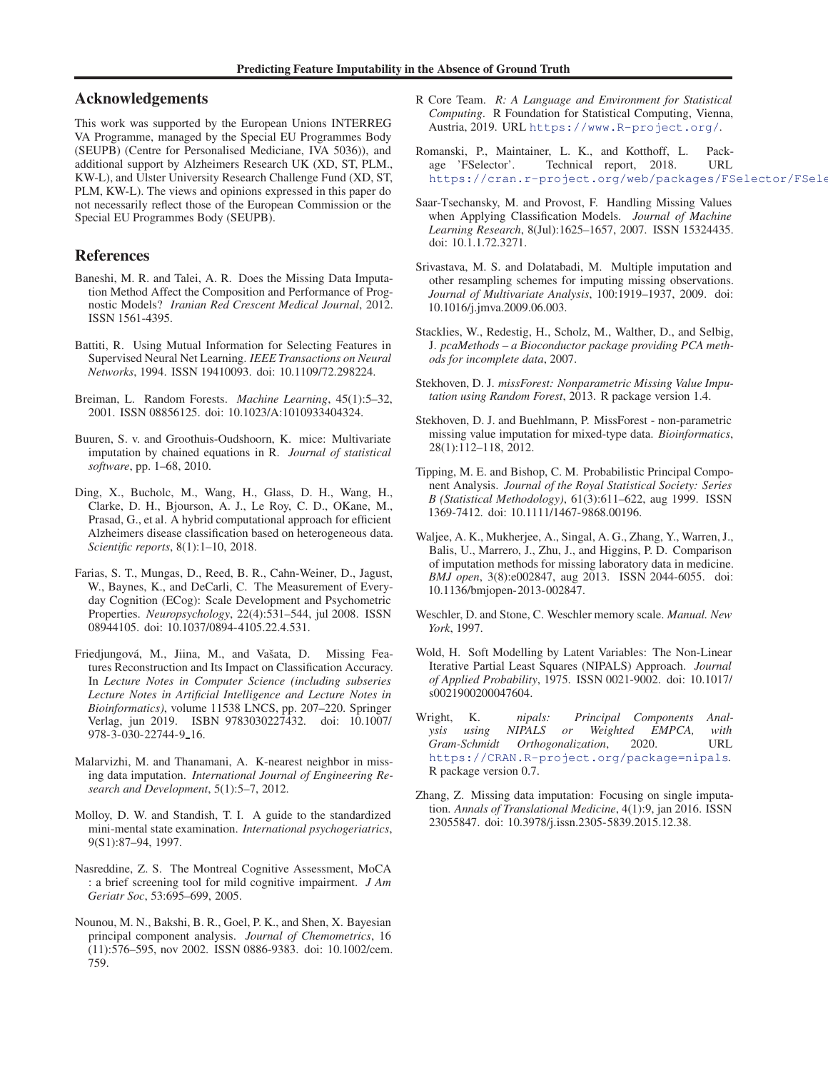## Acknowledgements

This work was supported by the European Unions INTERREG VA Programme, managed by the Special EU Programmes Body (SEUPB) (Centre for Personalised Mediciane, IVA 5036)), and additional support by Alzheimers Research UK (XD, ST, PLM., KW-L), and Ulster University Research Challenge Fund (XD, ST, PLM, KW-L). The views and opinions expressed in this paper do not necessarily reflect those of the European Commission or the Special EU Programmes Body (SEUPB).

## References

Baneshi, M. R. and Talei, A. R. Does the Missing Data Imputation Method Affect the Composition and Performance of Prognostic Models? *Iranian Red Crescent Medical Journal*, 2012. ISSN 1561-4395.

Battiti, R. Using Mutual Information for Selecting Features in Supervised Neural Net Learning. *IEEE Transactions on Neural Networks*, 1994. ISSN 19410093. doi: 10.1109/72.298224.

Breiman, L. Random Forests. *Machine Learning*, 45(1):5–32, 2001. ISSN 08856125. doi: 10.1023/A:1010933404324.

Buuren, S. v. and Groothuis-Oudshoorn, K. mice: Multivariate imputation by chained equations in R. *Journal of statistical software*, pp. 1–68, 2010.

Ding, X., Bucholc, M., Wang, H., Glass, D. H., Wang, H., Clarke, D. H., Bjourson, A. J., Le Roy, C. D., OKane, M., Prasad, G., et al. A hybrid computational approach for efficient Alzheimers disease classification based on heterogeneous data. *Scientific reports*, 8(1):1–10, 2018.

Farias, S. T., Mungas, D., Reed, B. R., Cahn-Weiner, D., Jagust, W., Baynes, K., and DeCarli, C. The Measurement of Everyday Cognition (ECog): Scale Development and Psychometric Properties. *Neuropsychology*, 22(4):531–544, jul 2008. ISSN 08944105. doi: 10.1037/0894-4105.22.4.531.

Friedjungová, M., Jiina, M., and Vašata, D. Missing Features Reconstruction and Its Impact on Classification Accuracy. In *Lecture Notes in Computer Science (including subseries Lecture Notes in Artificial Intelligence and Lecture Notes in Bioinformatics)*, volume 11538 LNCS, pp. 207–220. Springer Verlag, jun 2019. ISBN 9783030227432. doi: 10.1007/978-3-030-22744-9_16.

Malarvizhi, M. and Thanamani, A. K-nearest neighbor in missing data imputation. *International Journal of Engineering Research and Development*, 5(1):5–7, 2012.

Molloy, D. W. and Standish, T. I. A guide to the standardized mini-mental state examination. *International psychogeriatrics*, 9(S1):87–94, 1997.

Nasreddine, Z. S. The Montreal Cognitive Assessment, MoCA : a brief screening tool for mild cognitive impairment. *J Am Geriatr Soc*, 53:695–699, 2005.

Nounou, M. N., Bakshi, B. R., Goel, P. K., and Shen, X. Bayesian principal component analysis. *Journal of Chemometrics*, 16 (11):576–595, nov 2002. ISSN 0886-9383. doi: 10.1002/cem.759.

R Core Team. *R: A Language and Environment for Statistical Computing*. R Foundation for Statistical Computing, Vienna, Austria, 2019. URL https://www.R-project.org/.

Romanski, P., Maintainer, L. K., and Kotthoff, L. Package 'FSelector'. Technical report, 2018. URL https://cran.r-project.org/web/packages/FSelector/FSele

Saar-Tsechansky, M. and Provost, F. Handling Missing Values when Applying Classification Models. *Journal of Machine Learning Research*, 8(Jul):1625–1657, 2007. ISSN 15324435. doi: 10.1.1.72.3271.

Srivastava, M. S. and Dolatabadi, M. Multiple imputation and other resampling schemes for imputing missing observations. *Journal of Multivariate Analysis*, 100:1919–1937, 2009. doi: 10.1016/j.jmva.2009.06.003.

Stacklies, W., Redestig, H., Scholz, M., Walther, D., and Selbig, J. *pcaMethods – a Bioconductor package providing PCA methods for incomplete data*, 2007.

Stekhoven, D. J. *missForest: Nonparametric Missing Value Imputation using Random Forest*, 2013. R package version 1.4.

Stekhoven, D. J. and Buehlmann, P. MissForest - non-parametric missing value imputation for mixed-type data. *Bioinformatics*, 28(1):112–118, 2012.

Tipping, M. E. and Bishop, C. M. Probabilistic Principal Component Analysis. *Journal of the Royal Statistical Society: Series B (Statistical Methodology)*, 61(3):611–622, aug 1999. ISSN 1369-7412. doi: 10.1111/1467-9868.00196.

Waljee, A. K., Mukherjee, A., Singal, A. G., Zhang, Y., Warren, J., Balis, U., Marrero, J., Zhu, J., and Higgins, P. D. Comparison of imputation methods for missing laboratory data in medicine. *BMJ open*, 3(8):e002847, aug 2013. ISSN 2044-6055. doi: 10.1136/bmjopen-2013-002847.

Weschler, D. and Stone, C. Weschler memory scale. *Manual. New York*, 1997.

Wold, H. Soft Modelling by Latent Variables: The Non-Linear Iterative Partial Least Squares (NIPALS) Approach. *Journal of Applied Probability*, 1975. ISSN 0021-9002. doi: 10.1017/s0021900200047604.

Wright, K. *nipals: Principal Components Analysis using NIPALS or Weighted EMPCA, with Gram-Schmidt Orthogonalization*, 2020. URL https://CRAN.R-project.org/package=nipals. R package version 0.7.

Zhang, Z. Missing data imputation: Focusing on single imputation. *Annals of Translational Medicine*, 4(1):9, jan 2016. ISSN 23055847. doi: 10.3978/j.issn.2305-5839.2015.12.38.